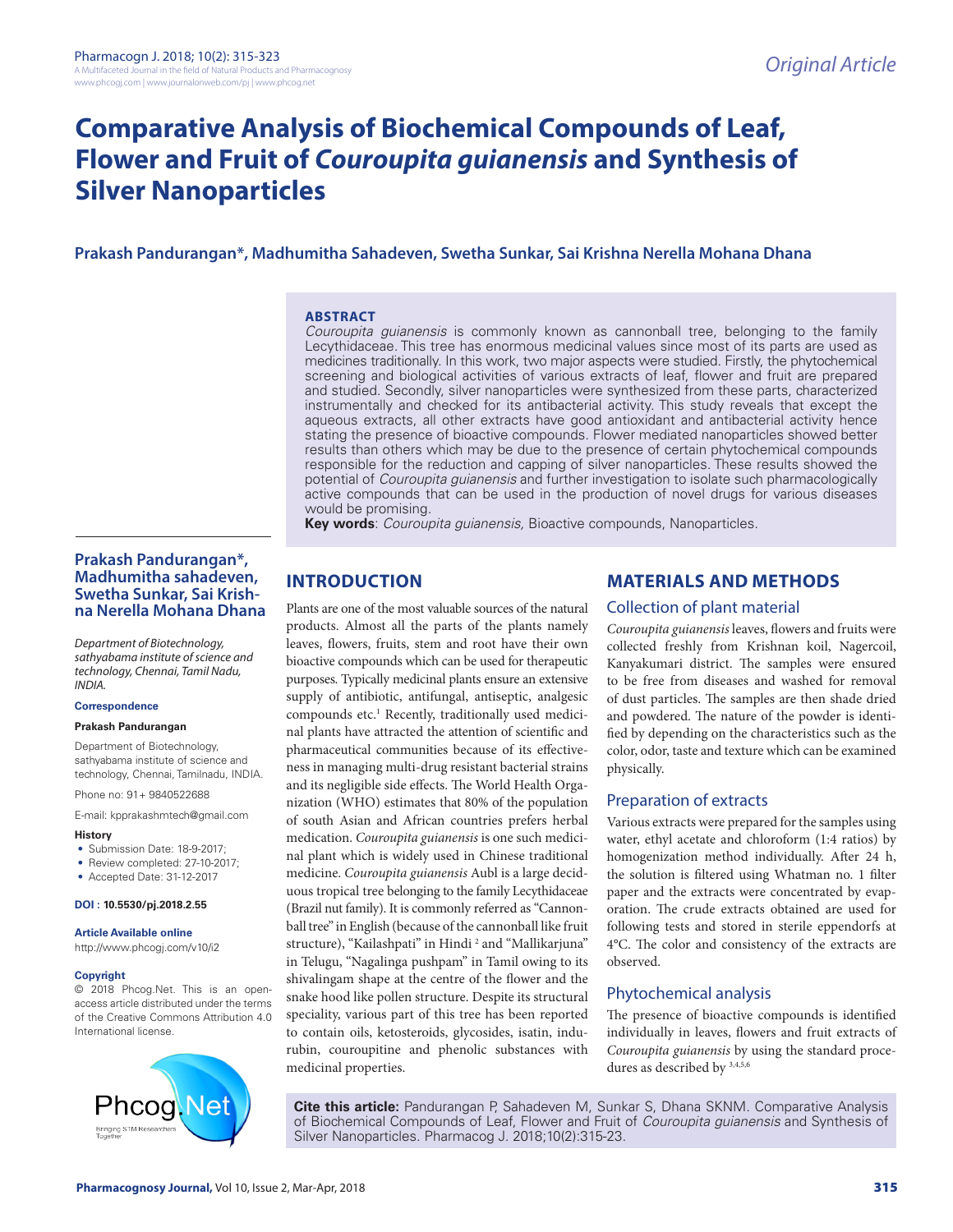Original Article

# Comparative Analysis of Biochemical Compounds of Leaf, Flower and Fruit of *Couroupita guianensis* and Synthesis of Silver Nanoparticles

**Prakash Pandurangan*, Madhumitha Sahadeven, Swetha Sunkar, Sai Krishna Nerella Mohana Dhana**

## ABSTRACT

*Couroupita guianensis* is commonly known as cannonball tree, belonging to the family Lecythidaceae. This tree has enormous medicinal values since most of its parts are used as medicines traditionally. In this work, two major aspects were studied. Firstly, the phytochemical screening and biological activities of various extracts of leaf, flower and fruit are prepared and studied. Secondly, silver nanoparticles were synthesized from these parts, characterized instrumentally and checked for its antibacterial activity. This study reveals that except the aqueous extracts, all other extracts have good antioxidant and antibacterial activity hence stating the presence of bioactive compounds. Flower mediated nanoparticles showed better results than others which may be due to the presence of certain phytochemical compounds responsible for the reduction and capping of silver nanoparticles. These results showed the potential of *Couroupita guianensis* and further investigation to isolate such pharmacologically active compounds that can be used in the production of novel drugs for various diseases would be promising.

**Key words**: *Couroupita guianensis,* Bioactive compounds, Nanoparticles.

**Prakash Pandurangan*, Madhumitha sahadeven, Swetha Sunkar, Sai Krishna Nerella Mohana Dhana**

*Department of Biotechnology, sathyabama institute of science and technology, Chennai, Tamil Nadu, INDIA.*

**Correspondence**

**Prakash Pandurangan**

Department of Biotechnology, sathyabama institute of science and technology, Chennai, Tamilnadu, INDIA.

Phone no: 91+ 9840522688

E-mail: kpprakashmtech@gmail.com

**History**

- Submission Date: 18-9-2017;
- Review completed: 27-10-2017;
- Accepted Date: 31-12-2017

**DOI : 10.5530/pj.2018.2.55**

**Article Available online**

http://www.phcogj.com/v10/i2

**Copyright**

© 2018 Phcog.Net. This is an open-access article distributed under the terms of the Creative Commons Attribution 4.0 International license.

## INTRODUCTION

Plants are one of the most valuable sources of the natural products. Almost all the parts of the plants namely leaves, flowers, fruits, stem and root have their own bioactive compounds which can be used for therapeutic purposes. Typically medicinal plants ensure an extensive supply of antibiotic, antifungal, antiseptic, analgesic compounds etc.[1] Recently, traditionally used medicinal plants have attracted the attention of scientific and pharmaceutical communities because of its effectiveness in managing multi-drug resistant bacterial strains and its negligible side effects. The World Health Organization (WHO) estimates that 80% of the population of south Asian and African countries prefers herbal medication. *Couroupita guianensis* is one such medicinal plant which is widely used in Chinese traditional medicine. *Couroupita guianensis* Aubl is a large deciduous tropical tree belonging to the family Lecythidaceae (Brazil nut family). It is commonly referred as "Cannonball tree" in English (because of the cannonball like fruit structure), "Kailashpati" in Hindi [2] and "Mallikarjuna" in Telugu, "Nagalinga pushpam" in Tamil owing to its shivalingam shape at the centre of the flower and the snake hood like pollen structure. Despite its structural speciality, various part of this tree has been reported to contain oils, ketosteroids, glycosides, isatin, indurubin, couroupitine and phenolic substances with medicinal properties.

## MATERIALS AND METHODS

### Collection of plant material

*Couroupita guianensis* leaves, flowers and fruits were collected freshly from Krishnan koil, Nagercoil, Kanyakumari district. The samples were ensured to be free from diseases and washed for removal of dust particles. The samples are then shade dried and powdered. The nature of the powder is identified by depending on the characteristics such as the color, odor, taste and texture which can be examined physically.

### Preparation of extracts

Various extracts were prepared for the samples using water, ethyl acetate and chloroform (1:4 ratios) by homogenization method individually. After 24 h, the solution is filtered using Whatman no. 1 filter paper and the extracts were concentrated by evaporation. The crude extracts obtained are used for following tests and stored in sterile eppendorfs at 4°C. The color and consistency of the extracts are observed.

### Phytochemical analysis

The presence of bioactive compounds is identified individually in leaves, flowers and fruit extracts of *Couroupita guianensis* by using the standard procedures as described by [3,4,5,6]

**Cite this article:** Pandurangan P, Sahadeven M, Sunkar S, Dhana SKNM. Comparative Analysis of Biochemical Compounds of Leaf, Flower and Fruit of *Couroupita guianensis* and Synthesis of Silver Nanoparticles. Pharmacog J. 2018;10(2):315-23.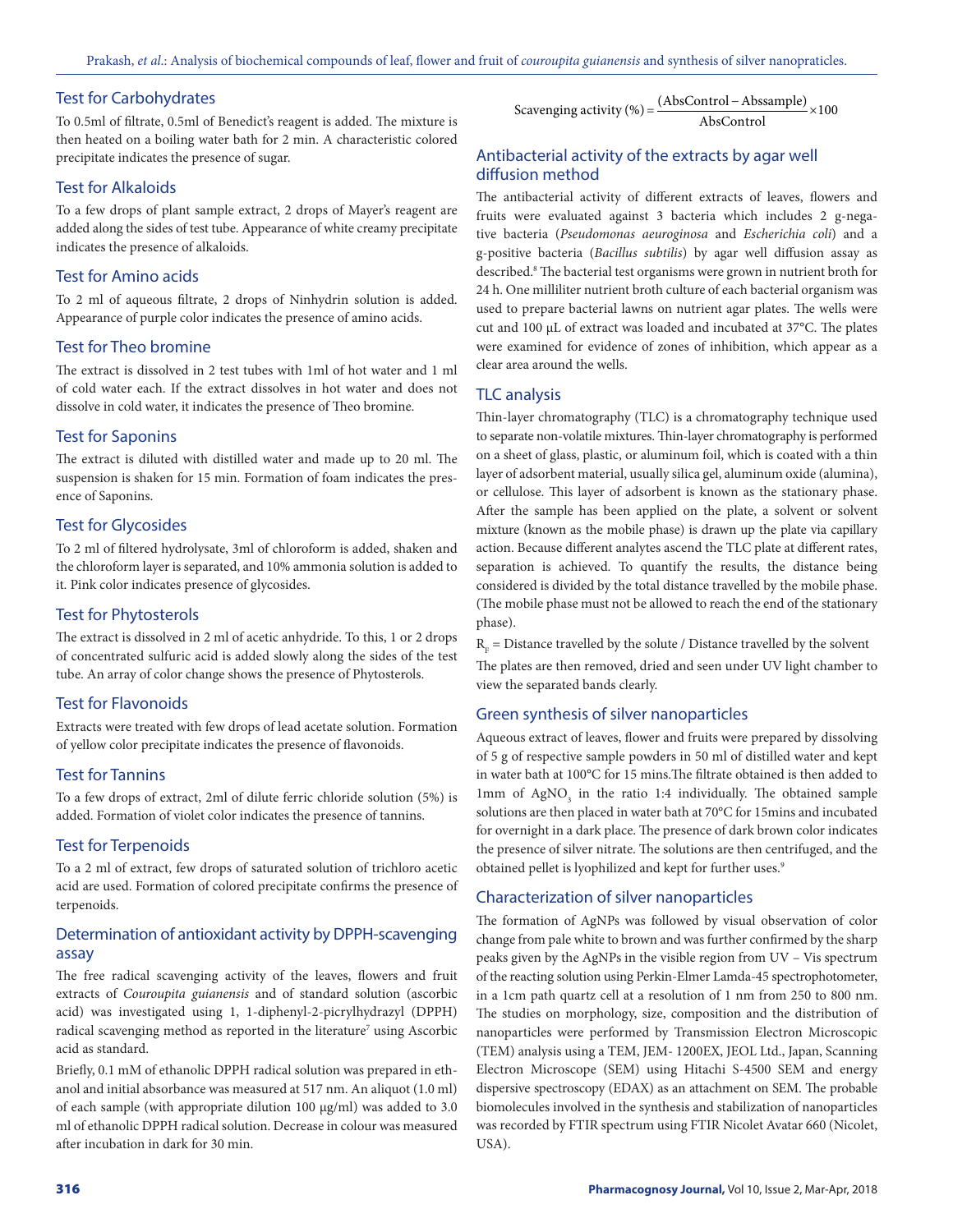## Test for Carbohydrates

To 0.5ml of filtrate, 0.5ml of Benedict's reagent is added. The mixture is then heated on a boiling water bath for 2 min. A characteristic colored precipitate indicates the presence of sugar.

## Test for Alkaloids

To a few drops of plant sample extract, 2 drops of Mayer's reagent are added along the sides of test tube. Appearance of white creamy precipitate indicates the presence of alkaloids.

## Test for Amino acids

To 2 ml of aqueous filtrate, 2 drops of Ninhydrin solution is added. Appearance of purple color indicates the presence of amino acids.

## Test for Theo bromine

The extract is dissolved in 2 test tubes with 1ml of hot water and 1 ml of cold water each. If the extract dissolves in hot water and does not dissolve in cold water, it indicates the presence of Theo bromine.

## Test for Saponins

The extract is diluted with distilled water and made up to 20 ml. The suspension is shaken for 15 min. Formation of foam indicates the presence of Saponins.

## Test for Glycosides

To 2 ml of filtered hydrolysate, 3ml of chloroform is added, shaken and the chloroform layer is separated, and 10% ammonia solution is added to it. Pink color indicates presence of glycosides.

## Test for Phytosterols

The extract is dissolved in 2 ml of acetic anhydride. To this, 1 or 2 drops of concentrated sulfuric acid is added slowly along the sides of the test tube. An array of color change shows the presence of Phytosterols.

## Test for Flavonoids

Extracts were treated with few drops of lead acetate solution. Formation of yellow color precipitate indicates the presence of flavonoids.

## Test for Tannins

To a few drops of extract, 2ml of dilute ferric chloride solution (5%) is added. Formation of violet color indicates the presence of tannins.

## Test for Terpenoids

To a 2 ml of extract, few drops of saturated solution of trichloro acetic acid are used. Formation of colored precipitate confirms the presence of terpenoids.

## Determination of antioxidant activity by DPPH-scavenging assay

The free radical scavenging activity of the leaves, flowers and fruit extracts of *Couroupita guianensis* and of standard solution (ascorbic acid) was investigated using 1, 1-diphenyl-2-picrylhydrazyl (DPPH) radical scavenging method as reported in the literature[7] using Ascorbic acid as standard.

Briefly, 0.1 mM of ethanolic DPPH radical solution was prepared in ethanol and initial absorbance was measured at 517 nm. An aliquot (1.0 ml) of each sample (with appropriate dilution 100 µg/ml) was added to 3.0 ml of ethanolic DPPH radical solution. Decrease in colour was measured after incubation in dark for 30 min.

$$\text{Scavenging activity (\%)} = \frac{(\text{AbsControl} - \text{Abssample})}{\text{AbsControl}} \times 100$$

## Antibacterial activity of the extracts by agar well diffusion method

The antibacterial activity of different extracts of leaves, flowers and fruits were evaluated against 3 bacteria which includes 2 g-negative bacteria (*Pseudomonas aeuroginosa* and *Escherichia coli*) and a g-positive bacteria (*Bacillus subtilis*) by agar well diffusion assay as described.[8] The bacterial test organisms were grown in nutrient broth for 24 h. One milliliter nutrient broth culture of each bacterial organism was used to prepare bacterial lawns on nutrient agar plates. The wells were cut and 100 µL of extract was loaded and incubated at 37°C. The plates were examined for evidence of zones of inhibition, which appear as a clear area around the wells.

## TLC analysis

Thin-layer chromatography (TLC) is a chromatography technique used to separate non-volatile mixtures. Thin-layer chromatography is performed on a sheet of glass, plastic, or aluminum foil, which is coated with a thin layer of adsorbent material, usually silica gel, aluminum oxide (alumina), or cellulose. This layer of adsorbent is known as the stationary phase. After the sample has been applied on the plate, a solvent or solvent mixture (known as the mobile phase) is drawn up the plate via capillary action. Because different analytes ascend the TLC plate at different rates, separation is achieved. To quantify the results, the distance being considered is divided by the total distance travelled by the mobile phase. (The mobile phase must not be allowed to reach the end of the stationary phase).

$R_F$ = Distance travelled by the solute / Distance travelled by the solvent

The plates are then removed, dried and seen under UV light chamber to view the separated bands clearly.

## Green synthesis of silver nanoparticles

Aqueous extract of leaves, flower and fruits were prepared by dissolving of 5 g of respective sample powders in 50 ml of distilled water and kept in water bath at 100°C for 15 mins.The filtrate obtained is then added to 1mm of $AgNO_3$ in the ratio 1:4 individually. The obtained sample solutions are then placed in water bath at 70°C for 15mins and incubated for overnight in a dark place. The presence of dark brown color indicates the presence of silver nitrate. The solutions are then centrifuged, and the obtained pellet is lyophilized and kept for further uses.[9]

## Characterization of silver nanoparticles

The formation of AgNPs was followed by visual observation of color change from pale white to brown and was further confirmed by the sharp peaks given by the AgNPs in the visible region from UV – Vis spectrum of the reacting solution using Perkin-Elmer Lamda-45 spectrophotometer, in a 1cm path quartz cell at a resolution of 1 nm from 250 to 800 nm. The studies on morphology, size, composition and the distribution of nanoparticles were performed by Transmission Electron Microscopic (TEM) analysis using a TEM, JEM- 1200EX, JEOL Ltd., Japan, Scanning Electron Microscope (SEM) using Hitachi S-4500 SEM and energy dispersive spectroscopy (EDAX) as an attachment on SEM. The probable biomolecules involved in the synthesis and stabilization of nanoparticles was recorded by FTIR spectrum using FTIR Nicolet Avatar 660 (Nicolet, USA).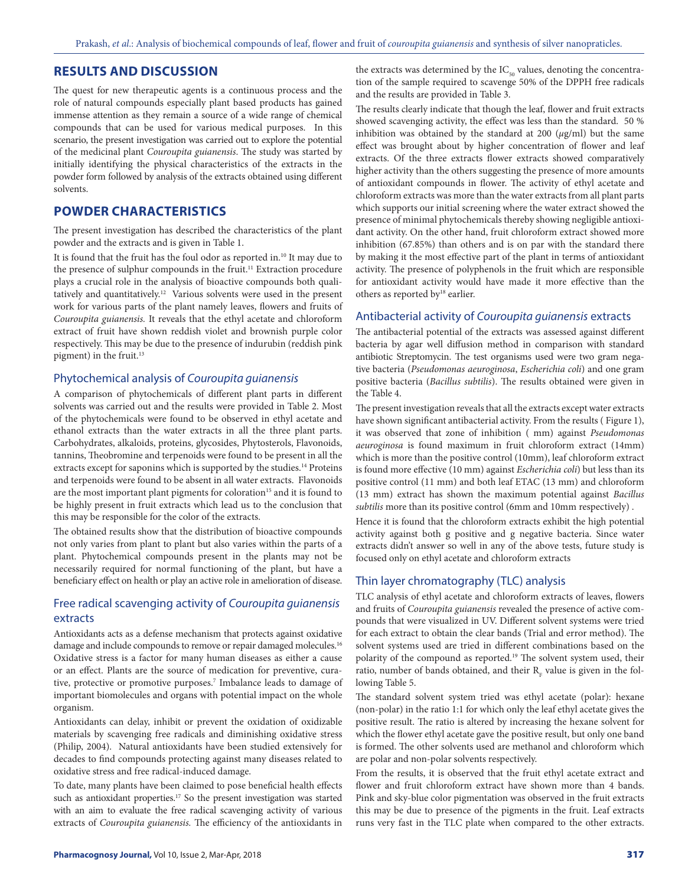## RESULTS AND DISCUSSION

The quest for new therapeutic agents is a continuous process and the role of natural compounds especially plant based products has gained immense attention as they remain a source of a wide range of chemical compounds that can be used for various medical purposes. In this scenario, the present investigation was carried out to explore the potential of the medicinal plant *Couroupita guianensis*. The study was started by initially identifying the physical characteristics of the extracts in the powder form followed by analysis of the extracts obtained using different solvents.

## POWDER CHARACTERISTICS

The present investigation has described the characteristics of the plant powder and the extracts and is given in Table 1.

It is found that the fruit has the foul odor as reported in.[10] It may due to the presence of sulphur compounds in the fruit.[11] Extraction procedure plays a crucial role in the analysis of bioactive compounds both qualitatively and quantitatively.[12] Various solvents were used in the present work for various parts of the plant namely leaves, flowers and fruits of *Couroupita guianensis*. It reveals that the ethyl acetate and chloroform extract of fruit have shown reddish violet and brownish purple color respectively. This may be due to the presence of indurubin (reddish pink pigment) in the fruit.[13]

### Phytochemical analysis of *Couroupita guianensis*

A comparison of phytochemicals of different plant parts in different solvents was carried out and the results were provided in Table 2. Most of the phytochemicals were found to be observed in ethyl acetate and ethanol extracts than the water extracts in all the three plant parts. Carbohydrates, alkaloids, proteins, glycosides, Phytosterols, Flavonoids, tannins, Theobromine and terpenoids were found to be present in all the extracts except for saponins which is supported by the studies.[14] Proteins and terpenoids were found to be absent in all water extracts. Flavonoids are the most important plant pigments for coloration[15] and it is found to be highly present in fruit extracts which lead us to the conclusion that this may be responsible for the color of the extracts.

The obtained results show that the distribution of bioactive compounds not only varies from plant to plant but also varies within the parts of a plant. Phytochemical compounds present in the plants may not be necessarily required for normal functioning of the plant, but have a beneficiary effect on health or play an active role in amelioration of disease.

### Free radical scavenging activity of *Couroupita guianensis* extracts

Antioxidants acts as a defense mechanism that protects against oxidative damage and include compounds to remove or repair damaged molecules.[16] Oxidative stress is a factor for many human diseases as either a cause or an effect. Plants are the source of medication for preventive, curative, protective or promotive purposes.[7] Imbalance leads to damage of important biomolecules and organs with potential impact on the whole organism.

Antioxidants can delay, inhibit or prevent the oxidation of oxidizable materials by scavenging free radicals and diminishing oxidative stress (Philip, 2004). Natural antioxidants have been studied extensively for decades to find compounds protecting against many diseases related to oxidative stress and free radical-induced damage.

To date, many plants have been claimed to pose beneficial health effects such as antioxidant properties.[17] So the present investigation was started with an aim to evaluate the free radical scavenging activity of various extracts of *Couroupita guianensis*. The efficiency of the antioxidants in the extracts was determined by the $IC_{50}$ values, denoting the concentration of the sample required to scavenge 50% of the DPPH free radicals and the results are provided in Table 3.

The results clearly indicate that though the leaf, flower and fruit extracts showed scavenging activity, the effect was less than the standard. 50 % inhibition was obtained by the standard at 200 ($\mu$g/ml) but the same effect was brought about by higher concentration of flower and leaf extracts. Of the three extracts flower extracts showed comparatively higher activity than the others suggesting the presence of more amounts of antioxidant compounds in flower. The activity of ethyl acetate and chloroform extracts was more than the water extracts from all plant parts which supports our initial screening where the water extract showed the presence of minimal phytochemicals thereby showing negligible antioxidant activity. On the other hand, fruit chloroform extract showed more inhibition (67.85%) than others and is on par with the standard there by making it the most effective part of the plant in terms of antioxidant activity. The presence of polyphenols in the fruit which are responsible for antioxidant activity would have made it more effective than the others as reported by[18] earlier.

### Antibacterial activity of *Couroupita guianensis* extracts

The antibacterial potential of the extracts was assessed against different bacteria by agar well diffusion method in comparison with standard antibiotic Streptomycin. The test organisms used were two gram negative bacteria (*Pseudomonas aeuroginosa*, *Escherichia coli*) and one gram positive bacteria (*Bacillus subtilis*). The results obtained were given in the Table 4.

The present investigation reveals that all the extracts except water extracts have shown significant antibacterial activity. From the results ( Figure 1), it was observed that zone of inhibition ( mm) against *Pseudomonas aeuroginosa* is found maximum in fruit chloroform extract (14mm) which is more than the positive control (10mm), leaf chloroform extract is found more effective (10 mm) against *Escherichia coli*) but less than its positive control (11 mm) and both leaf ETAC (13 mm) and chloroform (13 mm) extract has shown the maximum potential against *Bacillus subtilis* more than its positive control (6mm and 10mm respectively) .

Hence it is found that the chloroform extracts exhibit the high potential activity against both g positive and g negative bacteria. Since water extracts didn't answer so well in any of the above tests, future study is focused only on ethyl acetate and chloroform extracts

### Thin layer chromatography (TLC) analysis

TLC analysis of ethyl acetate and chloroform extracts of leaves, flowers and fruits of *Couroupita guianensis* revealed the presence of active compounds that were visualized in UV. Different solvent systems were tried for each extract to obtain the clear bands (Trial and error method). The solvent systems used are tried in different combinations based on the polarity of the compound as reported.[19] The solvent system used, their ratio, number of bands obtained, and their $R_F$ value is given in the following Table 5.

The standard solvent system tried was ethyl acetate (polar): hexane (non-polar) in the ratio 1:1 for which only the leaf ethyl acetate gives the positive result. The ratio is altered by increasing the hexane solvent for which the flower ethyl acetate gave the positive result, but only one band is formed. The other solvents used are methanol and chloroform which are polar and non-polar solvents respectively.

From the results, it is observed that the fruit ethyl acetate extract and flower and fruit chloroform extract have shown more than 4 bands. Pink and sky-blue color pigmentation was observed in the fruit extracts this may be due to presence of the pigments in the fruit. Leaf extracts runs very fast in the TLC plate when compared to the other extracts.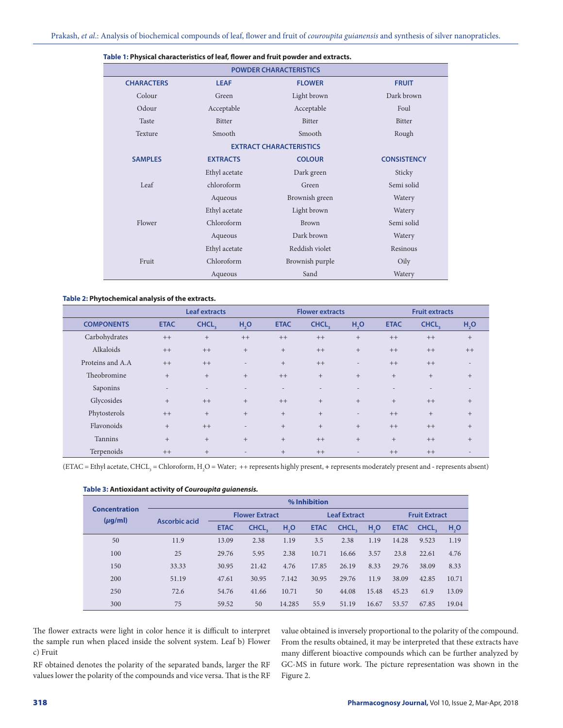**Table 1: Physical characteristics of leaf, flower and fruit powder and extracts.**

| POWDER CHARACTERISTICS | | | |
|---|---|---|---|
| **CHARACTERS** | **LEAF** | **FLOWER** | **FRUIT** |
| Colour | Green | Light brown | Dark brown |
| Odour | Acceptable | Acceptable | Foul |
| Taste | Bitter | Bitter | Bitter |
| Texture | Smooth | Smooth | Rough |
| **EXTRACT CHARACTERISTICS** | | | |
| **SAMPLES** | **EXTRACTS** | **COLOUR** | **CONSISTENCY** |
| | Ethyl acetate | Dark green | Sticky |
| Leaf | chloroform | Green | Semi solid |
| | Aqueous | Brownish green | Watery |
| | Ethyl acetate | Light brown | Watery |
| Flower | Chloroform | Brown | Semi solid |
| | Aqueous | Dark brown | Watery |
| | Ethyl acetate | Reddish violet | Resinous |
| Fruit | Chloroform | Brownish purple | Oily |
| | Aqueous | Sand | Watery |

**Table 2: Phytochemical analysis of the extracts.**

| | Leaf extracts | | | Flower extracts | | | Fruit extracts | | |
|---|---|---|---|---|---|---|---|---|---|
| **COMPONENTS** | **ETAC** | **$CHCL_3$** | **$H_2O$** | **ETAC** | **$CHCL_3$** | **$H_2O$** | **ETAC** | **$CHCL_3$** | **$H_2O$** |
| Carbohydrates | ++ | + | ++ | ++ | ++ | + | ++ | ++ | + |
| Alkaloids | ++ | ++ | + | + | ++ | + | ++ | ++ | ++ |
| Proteins and A.A | ++ | ++ | - | + | ++ | - | ++ | ++ | - |
| Theobromine | + | + | + | ++ | + | + | + | + | + |
| Saponins | - | - | - | - | - | - | - | - | - |
| Glycosides | + | ++ | + | ++ | + | + | + | ++ | + |
| Phytosterols | ++ | + | + | + | + | - | ++ | + | + |
| Flavonoids | + | ++ | - | + | + | + | ++ | ++ | + |
| Tannins | + | + | + | + | ++ | + | + | ++ | + |
| Terpenoids | ++ | + | - | + | ++ | - | ++ | ++ | - |

(ETAC = Ethyl acetate, $CHCL_3$ = Chloroform, $H_2O$ = Water; ++ represents highly present, + represents moderately present and - represents absent)

**Table 3: Antioxidant activity of *Couroupita guianensis*.**

| Concentration (µg/ml) | % Inhibition | | | | | | | | | |
|---|---|---|---|---|---|---|---|---|---|---|
| | Ascorbic acid | Flower Extract | | | Leaf Extract | | | Fruit Extract | | |
| | | ETAC | $CHCL_3$ | $H_2O$ | ETAC | $CHCL_3$ | $H_2O$ | ETAC | $CHCL_3$ | $H_2O$ |
| 50 | 11.9 | 13.09 | 2.38 | 1.19 | 3.5 | 2.38 | 1.19 | 14.28 | 9.523 | 1.19 |
| 100 | 25 | 29.76 | 5.95 | 2.38 | 10.71 | 16.66 | 3.57 | 23.8 | 22.61 | 4.76 |
| 150 | 33.33 | 30.95 | 21.42 | 4.76 | 17.85 | 26.19 | 8.33 | 29.76 | 38.09 | 8.33 |
| 200 | 51.19 | 47.61 | 30.95 | 7.142 | 30.95 | 29.76 | 11.9 | 38.09 | 42.85 | 10.71 |
| 250 | 72.6 | 54.76 | 41.66 | 10.71 | 50 | 44.08 | 15.48 | 45.23 | 61.9 | 13.09 |
| 300 | 75 | 59.52 | 50 | 14.285 | 55.9 | 51.19 | 16.67 | 53.57 | 67.85 | 19.04 |

The flower extracts were light in color hence it is difficult to interpret the sample run when placed inside the solvent system. Leaf b) Flower c) Fruit

RF obtained denotes the polarity of the separated bands, larger the RF values lower the polarity of the compounds and vice versa. That is the RF value obtained is inversely proportional to the polarity of the compound. From the results obtained, it may be interpreted that these extracts have many different bioactive compounds which can be further analyzed by GC-MS in future work. The picture representation was shown in the Figure 2.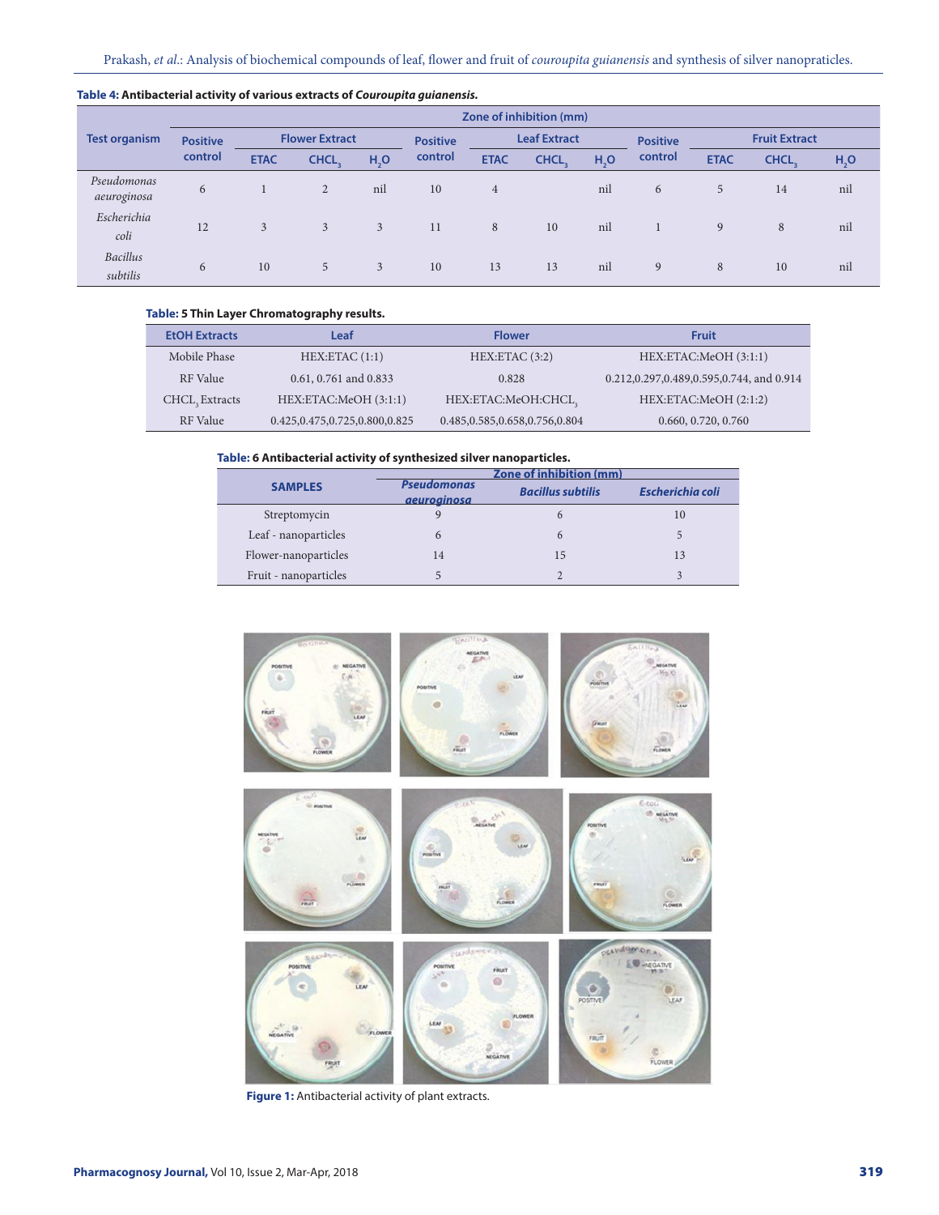**Table 4: Antibacterial activity of various extracts of *Couroupita guianensis*.**

| Test organism | Zone of inhibition (mm) | | | | | | | | | | | |
|---|---|---|---|---|---|---|---|---|---|---|---|---|
| | Positive control | Flower Extract | | | Positive control | Leaf Extract | | | Positive control | Fruit Extract | | |
| | | ETAC | $CHCL_3$ | $H_2O$ | | ETAC | $CHCL_3$ | $H_2O$ | | ETAC | $CHCL_3$ | $H_2O$ |
| *Pseudomonas aeuroginosa* | 6 | 1 | 2 | nil | 10 | 4 | | nil | 6 | 5 | 14 | nil |
| *Escherichia coli* | 12 | 3 | 3 | 3 | 11 | 8 | 10 | nil | 1 | 9 | 8 | nil |
| *Bacillus subtilis* | 6 | 10 | 5 | 3 | 10 | 13 | 13 | nil | 9 | 8 | 10 | nil |

**Table: 5 Thin Layer Chromatography results.**

| EtOH Extracts | Leaf | Flower | Fruit |
|---|---|---|---|
| Mobile Phase | HEX:ETAC (1:1) | HEX:ETAC (3:2) | HEX:ETAC:MeOH (3:1:1) |
| RF Value | 0.61, 0.761 and 0.833 | 0.828 | 0.212,0.297,0.489,0.595,0.744, and 0.914 |
| $CHCL_3$ Extracts | HEX:ETAC:MeOH (3:1:1) | HEX:ETAC:MeOH:$CHCL_3$ | HEX:ETAC:MeOH (2:1:2) |
| RF Value | 0.425,0.475,0.725,0.800,0.825 | 0.485,0.585,0.658,0.756,0.804 | 0.660, 0.720, 0.760 |

**Table: 6 Antibacterial activity of synthesized silver nanoparticles.**

| SAMPLES | Zone of inhibition (mm) | | |
|---|---|---|---|
| | *Pseudomonas aeuroginosa* | *Bacillus subtilis* | *Escherichia coli* |
| Streptomycin | 9 | 6 | 10 |
| Leaf - nanoparticles | 6 | 6 | 5 |
| Flower-nanoparticles | 14 | 15 | 13 |
| Fruit - nanoparticles | 5 | 2 | 3 |

**Figure 1:** Antibacterial activity of plant extracts.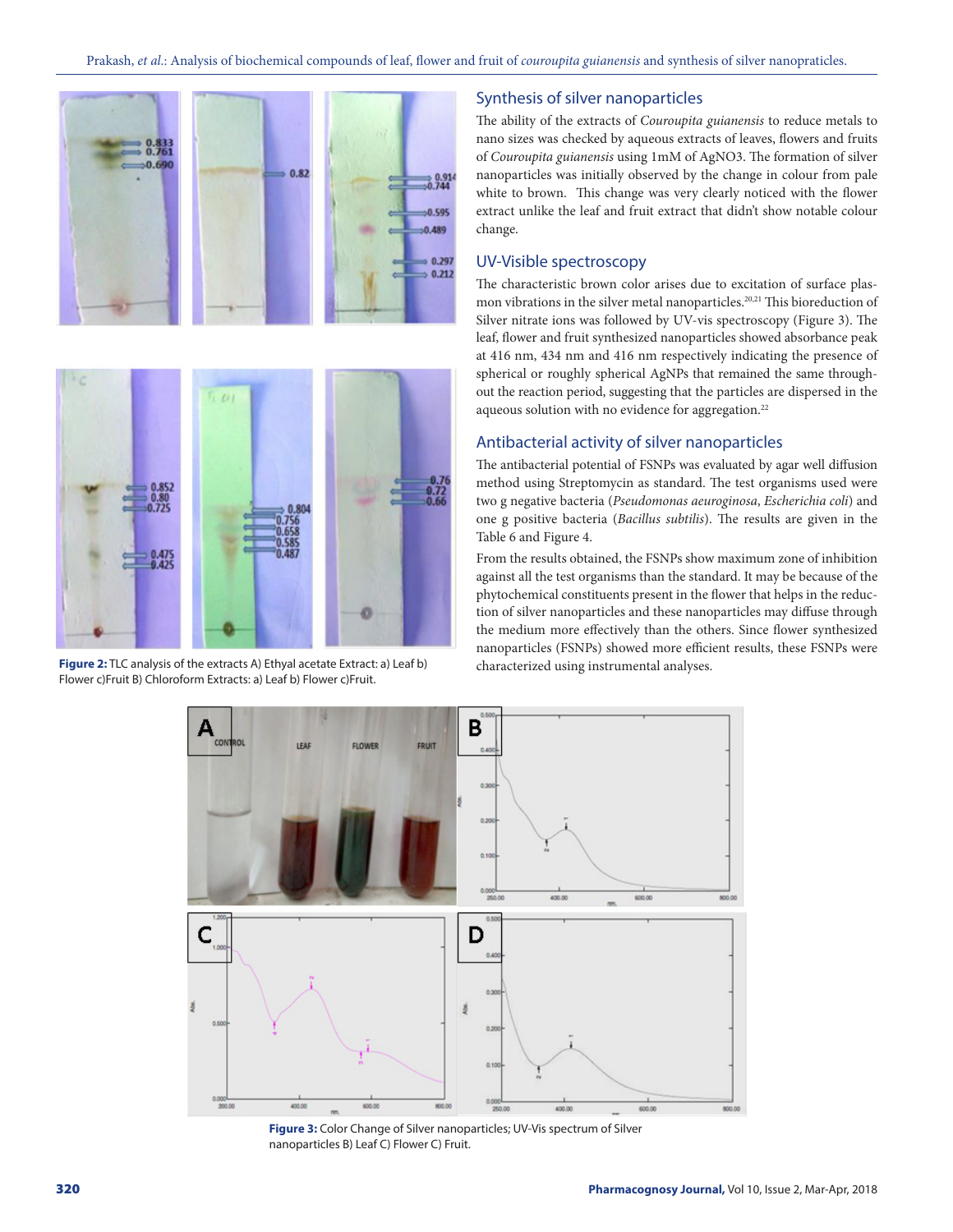Figure 2: TLC analysis of the extracts A) Ethyal acetate Extract: a) Leaf b) Flower c)Fruit B) Chloroform Extracts: a) Leaf b) Flower c)Fruit.

## Synthesis of silver nanoparticles

The ability of the extracts of *Couroupita guianensis* to reduce metals to nano sizes was checked by aqueous extracts of leaves, flowers and fruits of *Couroupita guianensis* using 1mM of $AgNO_3$. The formation of silver nanoparticles was initially observed by the change in colour from pale white to brown. This change was very clearly noticed with the flower extract unlike the leaf and fruit extract that didn't show notable colour change.

## UV-Visible spectroscopy

The characteristic brown color arises due to excitation of surface plasmon vibrations in the silver metal nanoparticles.[20,21] This bioreduction of Silver nitrate ions was followed by UV-vis spectroscopy (Figure 3). The leaf, flower and fruit synthesized nanoparticles showed absorbance peak at 416 nm, 434 nm and 416 nm respectively indicating the presence of spherical or roughly spherical AgNPs that remained the same throughout the reaction period, suggesting that the particles are dispersed in the aqueous solution with no evidence for aggregation.[22]

## Antibacterial activity of silver nanoparticles

The antibacterial potential of FSNPs was evaluated by agar well diffusion method using Streptomycin as standard. The test organisms used were two g negative bacteria (*Pseudomonas aeuroginosa*, *Escherichia coli*) and one g positive bacteria (*Bacillus subtilis*). The results are given in the Table 6 and Figure 4.

From the results obtained, the FSNPs show maximum zone of inhibition against all the test organisms than the standard. It may be because of the phytochemical constituents present in the flower that helps in the reduction of silver nanoparticles and these nanoparticles may diffuse through the medium more effectively than the others. Since flower synthesized nanoparticles (FSNPs) showed more efficient results, these FSNPs were characterized using instrumental analyses.

Figure 3: Color Change of Silver nanoparticles; UV-Vis spectrum of Silver nanoparticles B) Leaf C) Flower C) Fruit.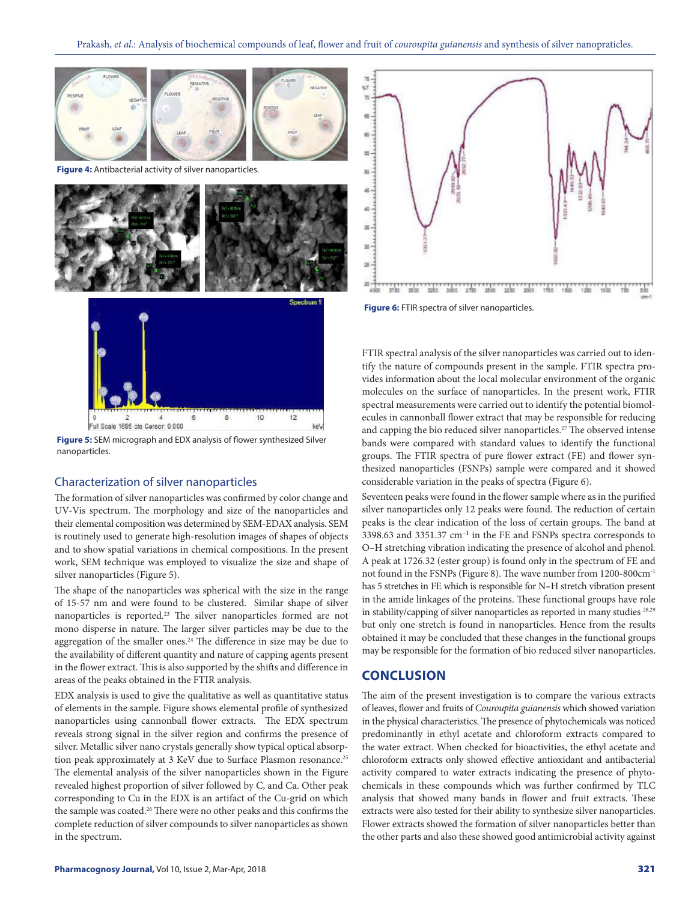Figure 4: Antibacterial activity of silver nanoparticles.

Figure 5: SEM micrograph and EDX analysis of flower synthesized Silver nanoparticles.

## Characterization of silver nanoparticles

The formation of silver nanoparticles was confirmed by color change and UV-Vis spectrum. The morphology and size of the nanoparticles and their elemental composition was determined by SEM-EDAX analysis. SEM is routinely used to generate high-resolution images of shapes of objects and to show spatial variations in chemical compositions. In the present work, SEM technique was employed to visualize the size and shape of silver nanoparticles (Figure 5).

The shape of the nanoparticles was spherical with the size in the range of 15-57 nm and were found to be clustered. Similar shape of silver nanoparticles is reported.[23] The silver nanoparticles formed are not mono disperse in nature. The larger silver particles may be due to the aggregation of the smaller ones.[24] The difference in size may be due to the availability of different quantity and nature of capping agents present in the flower extract. This is also supported by the shifts and difference in areas of the peaks obtained in the FTIR analysis.

EDX analysis is used to give the qualitative as well as quantitative status of elements in the sample. Figure shows elemental profile of synthesized nanoparticles using cannonball flower extracts. The EDX spectrum reveals strong signal in the silver region and confirms the presence of silver. Metallic silver nano crystals generally show typical optical absorption peak approximately at 3 KeV due to Surface Plasmon resonance.[25] The elemental analysis of the silver nanoparticles shown in the Figure revealed highest proportion of silver followed by C, and Ca. Other peak corresponding to Cu in the EDX is an artifact of the Cu-grid on which the sample was coated.[26] There were no other peaks and this confirms the complete reduction of silver compounds to silver nanoparticles as shown in the spectrum.

Figure 6: FTIR spectra of silver nanoparticles.

FTIR spectral analysis of the silver nanoparticles was carried out to identify the nature of compounds present in the sample. FTIR spectra provides information about the local molecular environment of the organic molecules on the surface of nanoparticles. In the present work, FTIR spectral measurements were carried out to identify the potential biomolecules in cannonball flower extract that may be responsible for reducing and capping the bio reduced silver nanoparticles.[27] The observed intense bands were compared with standard values to identify the functional groups. The FTIR spectra of pure flower extract (FE) and flower synthesized nanoparticles (FSNPs) sample were compared and it showed considerable variation in the peaks of spectra (Figure 6).

Seventeen peaks were found in the flower sample where as in the purified silver nanoparticles only 12 peaks were found. The reduction of certain peaks is the clear indication of the loss of certain groups. The band at 3398.63 and 3351.37 $cm^{-1}$ in the FE and FSNPs spectra corresponds to O–H stretching vibration indicating the presence of alcohol and phenol. A peak at 1726.32 (ester group) is found only in the spectrum of FE and not found in the FSNPs (Figure 8). The wave number from 1200-800$cm^{-1}$ has 5 stretches in FE which is responsible for N–H stretch vibration present in the amide linkages of the proteins. These functional groups have role in stability/capping of silver nanoparticles as reported in many studies [28,29] but only one stretch is found in nanoparticles. Hence from the results obtained it may be concluded that these changes in the functional groups may be responsible for the formation of bio reduced silver nanoparticles.

## CONCLUSION

The aim of the present investigation is to compare the various extracts of leaves, flower and fruits of *Couroupita guianensis* which showed variation in the physical characteristics. The presence of phytochemicals was noticed predominantly in ethyl acetate and chloroform extracts compared to the water extract. When checked for bioactivities, the ethyl acetate and chloroform extracts only showed effective antioxidant and antibacterial activity compared to water extracts indicating the presence of phytochemicals in these compounds which was further confirmed by TLC analysis that showed many bands in flower and fruit extracts. These extracts were also tested for their ability to synthesize silver nanoparticles. Flower extracts showed the formation of silver nanoparticles better than the other parts and also these showed good antimicrobial activity against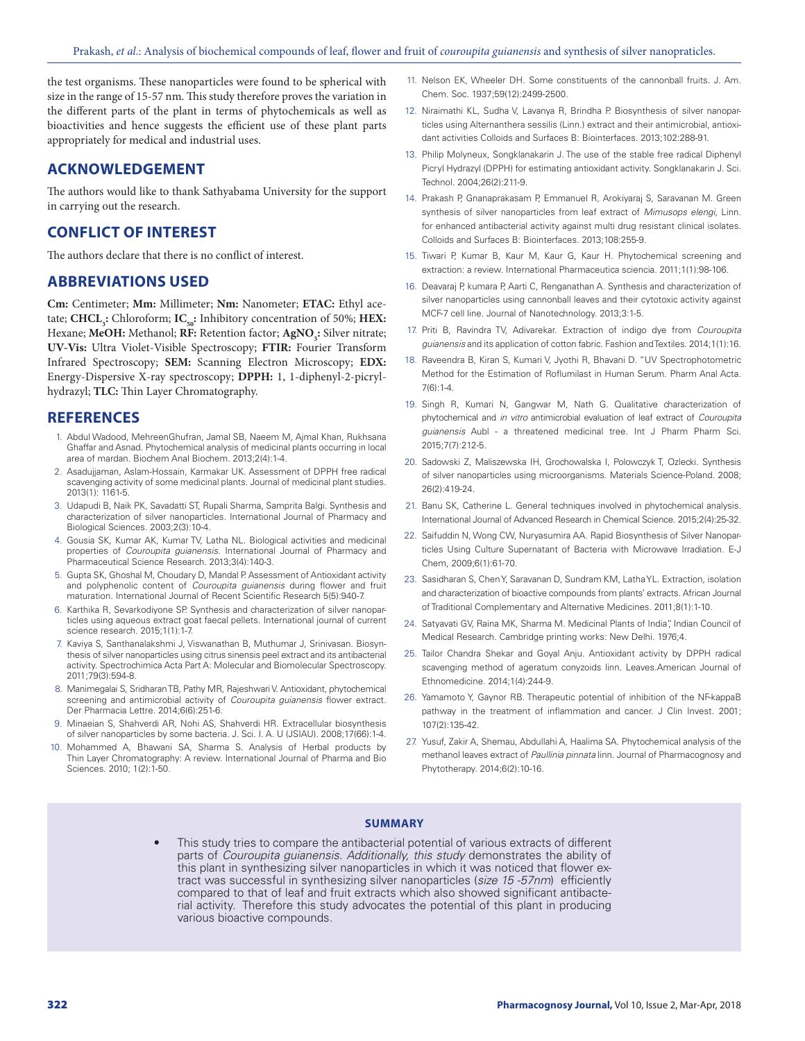the test organisms. These nanoparticles were found to be spherical with size in the range of 15-57 nm. This study therefore proves the variation in the different parts of the plant in terms of phytochemicals as well as bioactivities and hence suggests the efficient use of these plant parts appropriately for medical and industrial uses.

## ACKNOWLEDGEMENT

The authors would like to thank Sathyabama University for the support in carrying out the research.

## CONFLICT OF INTEREST

The authors declare that there is no conflict of interest.

## ABBREVIATIONS USED

**Cm:** Centimeter; **Mm:** Millimeter; **Nm:** Nanometer; **ETAC:** Ethyl acetate; **$CHCL_3$:** Chloroform; **$IC_{50}$:** Inhibitory concentration of 50%; **HEX:** Hexane; **MeOH:** Methanol; **RF:** Retention factor; **$AgNO_3$:** Silver nitrate; **UV-Vis:** Ultra Violet-Visible Spectroscopy; **FTIR:** Fourier Transform Infrared Spectroscopy; **SEM:** Scanning Electron Microscopy; **EDX:** Energy-Dispersive X-ray spectroscopy; **DPPH:** 1, 1-diphenyl-2-picryl-hydrazyl; **TLC:** Thin Layer Chromatography.

## REFERENCES

1. Abdul Wadood, MehreenGhufran, Jamal SB, Naeem M, Ajmal Khan, Rukhsana Ghaffar and Asnad. Phytochemical analysis of medicinal plants occurring in local area of mardan. Biochem Anal Biochem. 2013;2(4):1-4.
2. Asadujjaman, Aslam-Hossain, Karmakar UK. Assessment of DPPH free radical scavenging activity of some medicinal plants. Journal of medicinal plant studies. 2013(1): 1161-5.
3. Udapudi B, Naik PK, Savadatti ST, Rupali Sharma, Samprita Balgi. Synthesis and characterization of silver nanoparticles. International Journal of Pharmacy and Biological Sciences. 2003;2(3):10-4.
4. Gousia SK, Kumar AK, Kumar TV, Latha NL. Biological activities and medicinal properties of *Couroupita guianensis*. International Journal of Pharmacy and Pharmaceutical Science Research. 2013;3(4):140-3.
5. Gupta SK, Ghoshal M, Choudary D, Mandal P. Assessment of Antioxidant activity and polyphenolic content of *Couroupita guianensis* during flower and fruit maturation. International Journal of Recent Scientific Research 5(5):940-7.
6. Karthika R, Sevarkodiyone SP. Synthesis and characterization of silver nanoparticles using aqueous extract goat faecal pellets. International journal of current science research. 2015;1(1):1-7.
7. Kaviya S, Santhanalakshmi J, Viswanathan B, Muthumar J, Srinivasan. Biosynthesis of silver nanoparticles using citrus sinensis peel extract and its antibacterial activity. Spectrochimica Acta Part A: Molecular and Biomolecular Spectroscopy. 2011;79(3):594-8.
8. Manimegalai S, Sridharan TB, Pathy MR, Rajeshwari V. Antioxidant, phytochemical screening and antimicrobial activity of *Couroupita guianensis* flower extract. Der Pharmacia Lettre. 2014;6(6):251-6.
9. Minaeian S, Shahverdi AR, Nohi AS, Shahverdi HR. Extracellular biosynthesis of silver nanoparticles by some bacteria. J. Sci. I. A. U (JSIAU). 2008;17(66):1-4.
10. Mohammed A, Bhawani SA, Sharma S. Analysis of Herbal products by Thin Layer Chromatography: A review. International Journal of Pharma and Bio Sciences. 2010; 1(2):1-50.
11. Nelson EK, Wheeler DH. Some constituents of the cannonball fruits. J. Am. Chem. Soc. 1937;59(12):2499-2500.
12. Niraimathi KL, Sudha V, Lavanya R, Brindha P. Biosynthesis of silver nanoparticles using Alternanthera sessilis (Linn.) extract and their antimicrobial, antioxidant activities Colloids and Surfaces B: Biointerfaces. 2013;102:288-91.
13. Philip Molyneux, Songklanakarin J. The use of the stable free radical Diphenyl Picryl Hydrazyl (DPPH) for estimating antioxidant activity. Songklanakarin J. Sci. Technol. 2004;26(2):211-9.
14. Prakash P, Gnanaprakasam P, Emmanuel R, Arokiyaraj S, Saravanan M. Green synthesis of silver nanoparticles from leaf extract of *Mimusops elengi*, Linn. for enhanced antibacterial activity against multi drug resistant clinical isolates. Colloids and Surfaces B: Biointerfaces. 2013;108:255-9.
15. Tiwari P, Kumar B, Kaur M, Kaur G, Kaur H. Phytochemical screening and extraction: a review. International Pharmaceutica sciencia. 2011;1(1):98-106.
16. Deavaraj P, kumara P, Aarti C, Renganathan A. Synthesis and characterization of silver nanoparticles using cannonball leaves and their cytotoxic activity against MCF-7 cell line. Journal of Nanotechnology. 2013;3:1-5.
17. Priti B, Ravindra TV, Adivarekar. Extraction of indigo dye from *Couroupita guianensis* and its application of cotton fabric. Fashion and Textiles. 2014;1(1):16.
18. Raveendra B, Kiran S, Kumari V, Jyothi R, Bhavani D. "UV Spectrophotometric Method for the Estimation of Roflumilast in Human Serum. Pharm Anal Acta. 7(6):1-4.
19. Singh R, Kumari N, Gangwar M, Nath G. Qualitative characterization of phytochemical and *in vitro* antimicrobial evaluation of leaf extract of *Couroupita guianensis* Aubl - a threatened medicinal tree. Int J Pharm Pharm Sci. 2015;7(7):212-5.
20. Sadowski Z, Maliszewska IH, Grochowalska I, Polowczyk T, Ozlecki. Synthesis of silver nanoparticles using microorganisms. Materials Science-Poland. 2008; 26(2):419-24.
21. Banu SK, Catherine L. General techniques involved in phytochemical analysis. International Journal of Advanced Research in Chemical Science. 2015;2(4):25-32.
22. Saifuddin N, Wong CW, Nuryasumira AA. Rapid Biosynthesis of Silver Nanoparticles Using Culture Supernatant of Bacteria with Microwave Irradiation. E-J Chem, 2009;6(1):61-70.
23. Sasidharan S, Chen Y, Saravanan D, Sundram KM, Latha YL. Extraction, isolation and characterization of bioactive compounds from plants' extracts. African Journal of Traditional Complementary and Alternative Medicines. 2011;8(1):1-10.
24. Satyavati GV, Raina MK, Sharma M. Medicinal Plants of India", Indian Council of Medical Research. Cambridge printing works: New Delhi. 1976;4.
25. Tailor Chandra Shekar and Goyal Anju. Antioxidant activity by DPPH radical scavenging method of ageratum conyzoids linn. Leaves.American Journal of Ethnomedicine. 2014;1(4):244-9.
26. Yamamoto Y, Gaynor RB. Therapeutic potential of inhibition of the NF-kappaB pathway in the treatment of inflammation and cancer. J Clin Invest. 2001; 107(2):135-42.
27. Yusuf, Zakir A, Shemau, Abdullahi A, Haalima SA. Phytochemical analysis of the methanol leaves extract of *Paullinia pinnata* linn. Journal of Pharmacognosy and Phytotherapy. 2014;6(2):10-16.

### SUMMARY

- This study tries to compare the antibacterial potential of various extracts of different parts of *Couroupita guianensis. Additionally, this study* demonstrates the ability of this plant in synthesizing silver nanoparticles in which it was noticed that flower extract was successful in synthesizing silver nanoparticles (*size 15 -57nm*) efficiently compared to that of leaf and fruit extracts which also showed significant antibacterial activity. Therefore this study advocates the potential of this plant in producing various bioactive compounds.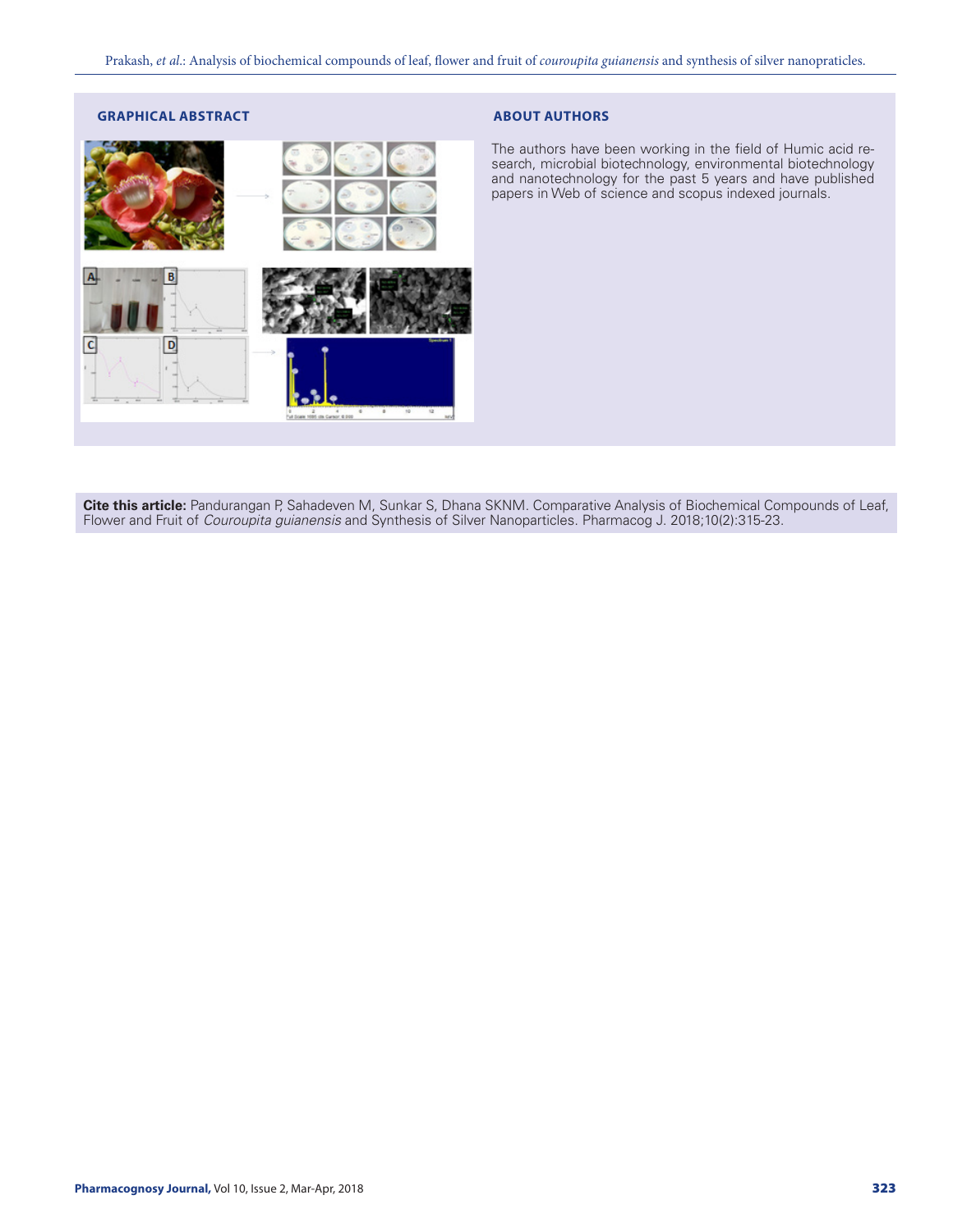## GRAPHICAL ABSTRACT

## ABOUT AUTHORS

The authors have been working in the field of Humic acid research, microbial biotechnology, environmental biotechnology and nanotechnology for the past 5 years and have published papers in Web of science and scopus indexed journals.

**Cite this article:** Pandurangan P, Sahadeven M, Sunkar S, Dhana SKNM. Comparative Analysis of Biochemical Compounds of Leaf, Flower and Fruit of *Couroupita guianensis* and Synthesis of Silver Nanoparticles. Pharmacog J. 2018;10(2):315-23.